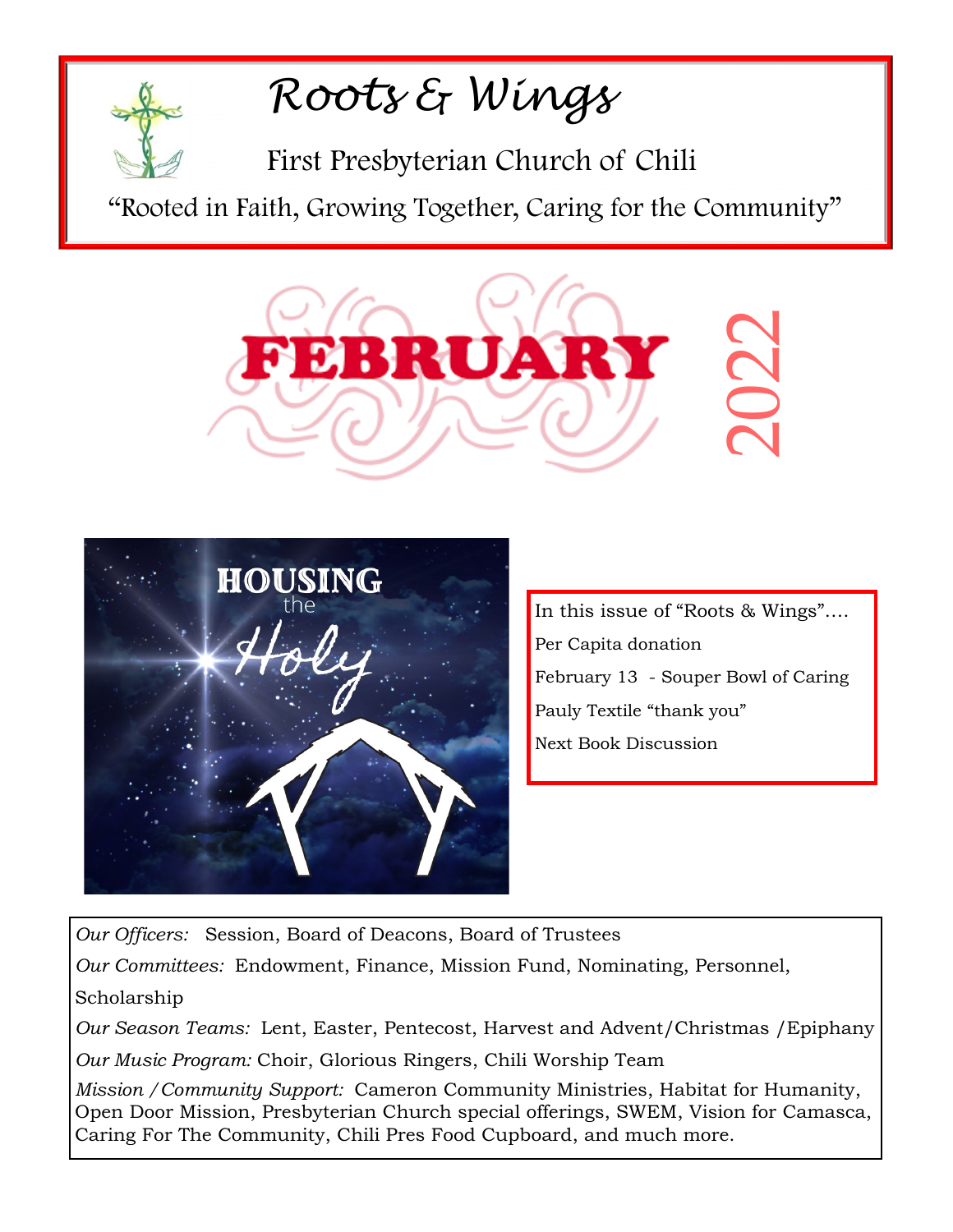# Roots & Wings

First Presbyterian Church of Chili

"Rooted in Faith, Growing Together, Caring for the Community"

## FEBRUARY 2022

HOUSING the Holy

In this issue of "Roots & Wings"....

Per Capita donation

February 13 - Souper Bowl of Caring

Pauly Textile "thank you"

Next Book Discussion

*Our Officers:* Session, Board of Deacons, Board of Trustees

*Our Committees:* Endowment, Finance, Mission Fund, Nominating, Personnel, Scholarship

*Our Season Teams:* Lent, Easter, Pentecost, Harvest and Advent/Christmas /Epiphany

*Our Music Program:* Choir, Glorious Ringers, Chili Worship Team

*Mission /Community Support:* Cameron Community Ministries, Habitat for Humanity, Open Door Mission, Presbyterian Church special offerings, SWEM, Vision for Camasca, Caring For The Community, Chili Pres Food Cupboard, and much more.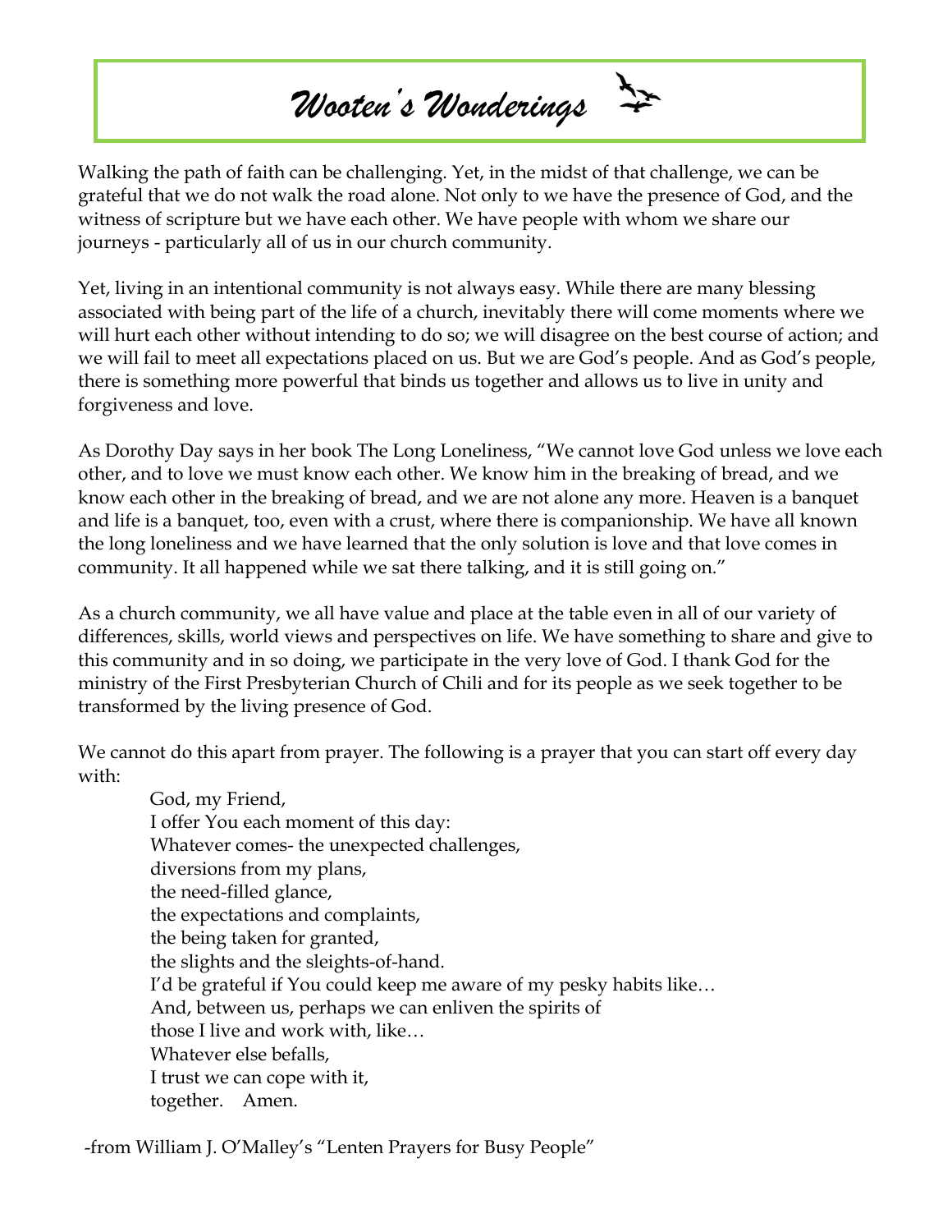# *Wooten's Wonderings*

Walking the path of faith can be challenging. Yet, in the midst of that challenge, we can be grateful that we do not walk the road alone. Not only to we have the presence of God, and the witness of scripture but we have each other. We have people with whom we share our journeys - particularly all of us in our church community.

Yet, living in an intentional community is not always easy. While there are many blessing associated with being part of the life of a church, inevitably there will come moments where we will hurt each other without intending to do so; we will disagree on the best course of action; and we will fail to meet all expectations placed on us. But we are God's people. And as God's people, there is something more powerful that binds us together and allows us to live in unity and forgiveness and love.

As Dorothy Day says in her book The Long Loneliness, "We cannot love God unless we love each other, and to love we must know each other. We know him in the breaking of bread, and we know each other in the breaking of bread, and we are not alone any more. Heaven is a banquet and life is a banquet, too, even with a crust, where there is companionship. We have all known the long loneliness and we have learned that the only solution is love and that love comes in community. It all happened while we sat there talking, and it is still going on."

As a church community, we all have value and place at the table even in all of our variety of differences, skills, world views and perspectives on life. We have something to share and give to this community and in so doing, we participate in the very love of God. I thank God for the ministry of the First Presbyterian Church of Chili and for its people as we seek together to be transformed by the living presence of God.

We cannot do this apart from prayer. The following is a prayer that you can start off every day with:

> God, my Friend,
> I offer You each moment of this day:
> Whatever comes- the unexpected challenges,
> diversions from my plans,
> the need-filled glance,
> the expectations and complaints,
> the being taken for granted,
> the slights and the sleights-of-hand.
> I'd be grateful if You could keep me aware of my pesky habits like…
> And, between us, perhaps we can enliven the spirits of
> those I live and work with, like…
> Whatever else befalls,
> I trust we can cope with it,
> together. Amen.

-from William J. O'Malley's "Lenten Prayers for Busy People"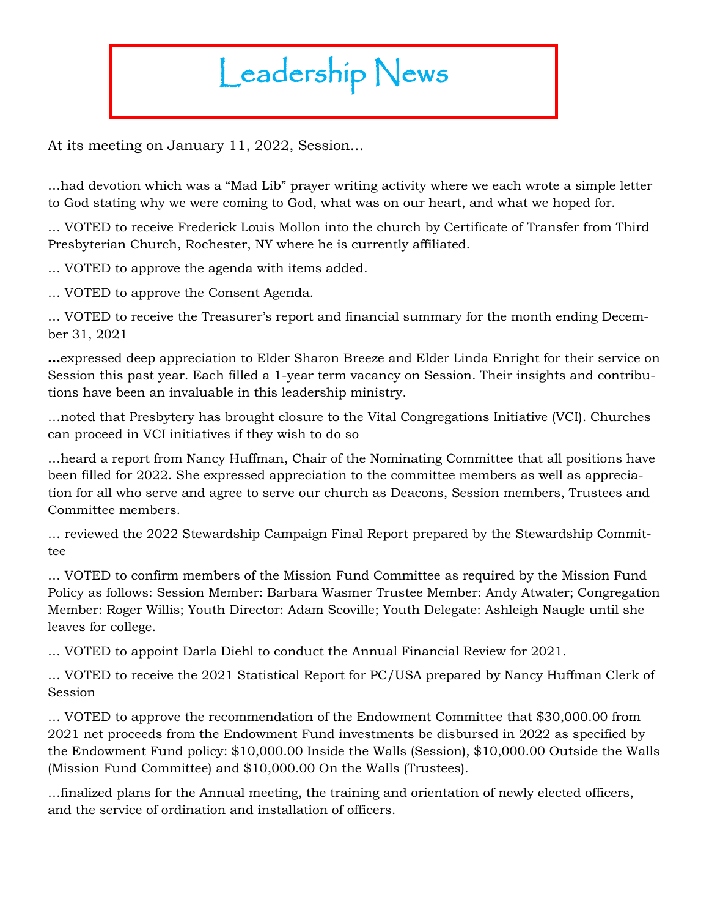# Leadership News

At its meeting on January 11, 2022, Session…

…had devotion which was a "Mad Lib" prayer writing activity where we each wrote a simple letter to God stating why we were coming to God, what was on our heart, and what we hoped for.

… VOTED to receive Frederick Louis Mollon into the church by Certificate of Transfer from Third Presbyterian Church, Rochester, NY where he is currently affiliated.

… VOTED to approve the agenda with items added.

… VOTED to approve the Consent Agenda.

… VOTED to receive the Treasurer's report and financial summary for the month ending December 31, 2021

**…**expressed deep appreciation to Elder Sharon Breeze and Elder Linda Enright for their service on Session this past year. Each filled a 1-year term vacancy on Session. Their insights and contributions have been an invaluable in this leadership ministry.

…noted that Presbytery has brought closure to the Vital Congregations Initiative (VCI). Churches can proceed in VCI initiatives if they wish to do so

…heard a report from Nancy Huffman, Chair of the Nominating Committee that all positions have been filled for 2022. She expressed appreciation to the committee members as well as appreciation for all who serve and agree to serve our church as Deacons, Session members, Trustees and Committee members.

… reviewed the 2022 Stewardship Campaign Final Report prepared by the Stewardship Committee

… VOTED to confirm members of the Mission Fund Committee as required by the Mission Fund Policy as follows: Session Member: Barbara Wasmer Trustee Member: Andy Atwater; Congregation Member: Roger Willis; Youth Director: Adam Scoville; Youth Delegate: Ashleigh Naugle until she leaves for college.

… VOTED to appoint Darla Diehl to conduct the Annual Financial Review for 2021.

… VOTED to receive the 2021 Statistical Report for PC/USA prepared by Nancy Huffman Clerk of Session

… VOTED to approve the recommendation of the Endowment Committee that $30,000.00 from 2021 net proceeds from the Endowment Fund investments be disbursed in 2022 as specified by the Endowment Fund policy: $10,000.00 Inside the Walls (Session), $10,000.00 Outside the Walls (Mission Fund Committee) and $10,000.00 On the Walls (Trustees).

…finalized plans for the Annual meeting, the training and orientation of newly elected officers, and the service of ordination and installation of officers.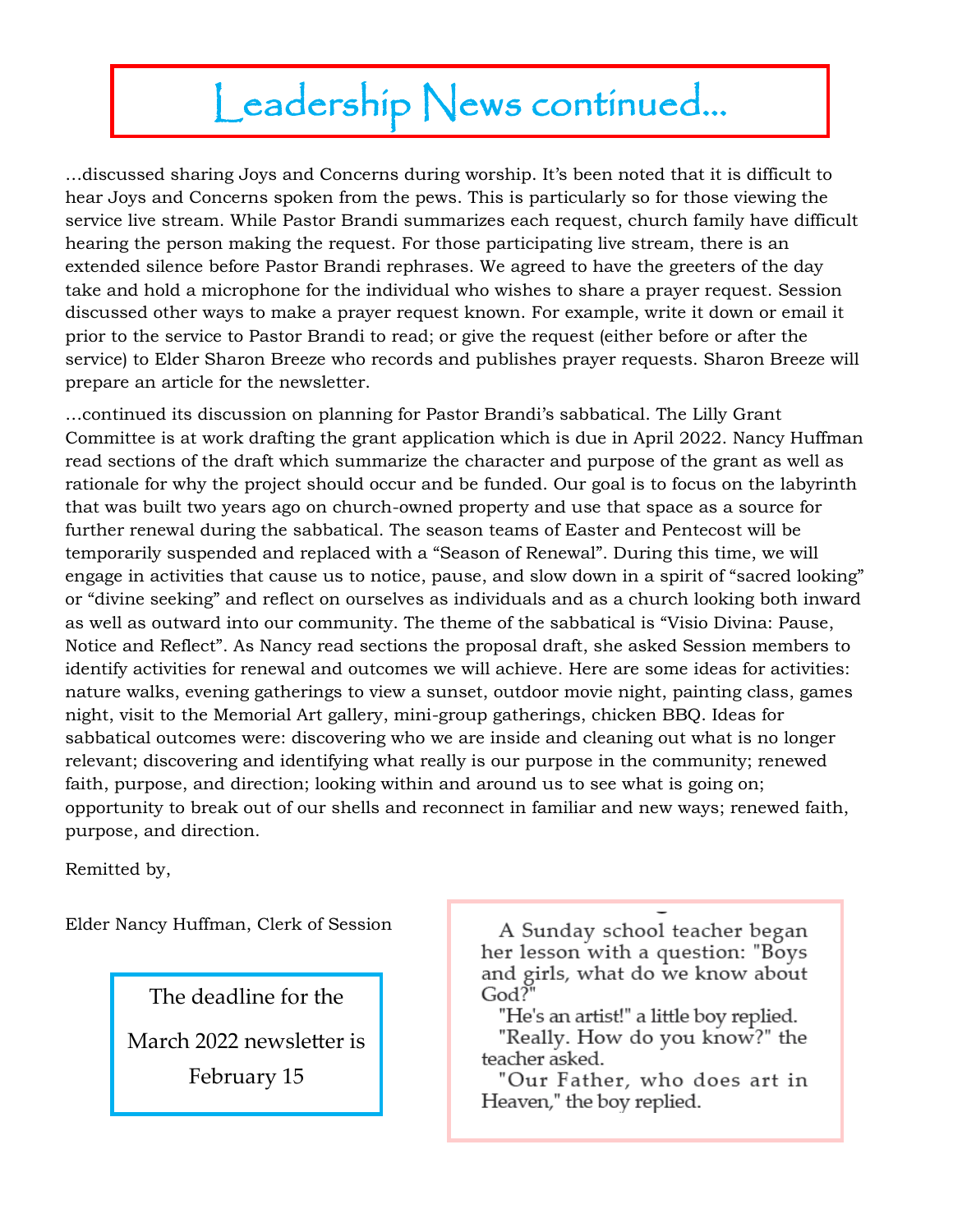# Leadership News continued...

…discussed sharing Joys and Concerns during worship. It's been noted that it is difficult to hear Joys and Concerns spoken from the pews. This is particularly so for those viewing the service live stream. While Pastor Brandi summarizes each request, church family have difficult hearing the person making the request. For those participating live stream, there is an extended silence before Pastor Brandi rephrases. We agreed to have the greeters of the day take and hold a microphone for the individual who wishes to share a prayer request. Session discussed other ways to make a prayer request known. For example, write it down or email it prior to the service to Pastor Brandi to read; or give the request (either before or after the service) to Elder Sharon Breeze who records and publishes prayer requests. Sharon Breeze will prepare an article for the newsletter.

…continued its discussion on planning for Pastor Brandi's sabbatical. The Lilly Grant Committee is at work drafting the grant application which is due in April 2022. Nancy Huffman read sections of the draft which summarize the character and purpose of the grant as well as rationale for why the project should occur and be funded. Our goal is to focus on the labyrinth that was built two years ago on church-owned property and use that space as a source for further renewal during the sabbatical. The season teams of Easter and Pentecost will be temporarily suspended and replaced with a "Season of Renewal". During this time, we will engage in activities that cause us to notice, pause, and slow down in a spirit of "sacred looking" or "divine seeking" and reflect on ourselves as individuals and as a church looking both inward as well as outward into our community. The theme of the sabbatical is "Visio Divina: Pause, Notice and Reflect". As Nancy read sections the proposal draft, she asked Session members to identify activities for renewal and outcomes we will achieve. Here are some ideas for activities: nature walks, evening gatherings to view a sunset, outdoor movie night, painting class, games night, visit to the Memorial Art gallery, mini-group gatherings, chicken BBQ. Ideas for sabbatical outcomes were: discovering who we are inside and cleaning out what is no longer relevant; discovering and identifying what really is our purpose in the community; renewed faith, purpose, and direction; looking within and around us to see what is going on; opportunity to break out of our shells and reconnect in familiar and new ways; renewed faith, purpose, and direction.

Remitted by,

Elder Nancy Huffman, Clerk of Session

The deadline for the March 2022 newsletter is February 15

A Sunday school teacher began her lesson with a question: "Boys and girls, what do we know about God?"

"He's an artist!" a little boy replied.

"Really. How do you know?" the teacher asked.

"Our Father, who does art in Heaven," the boy replied.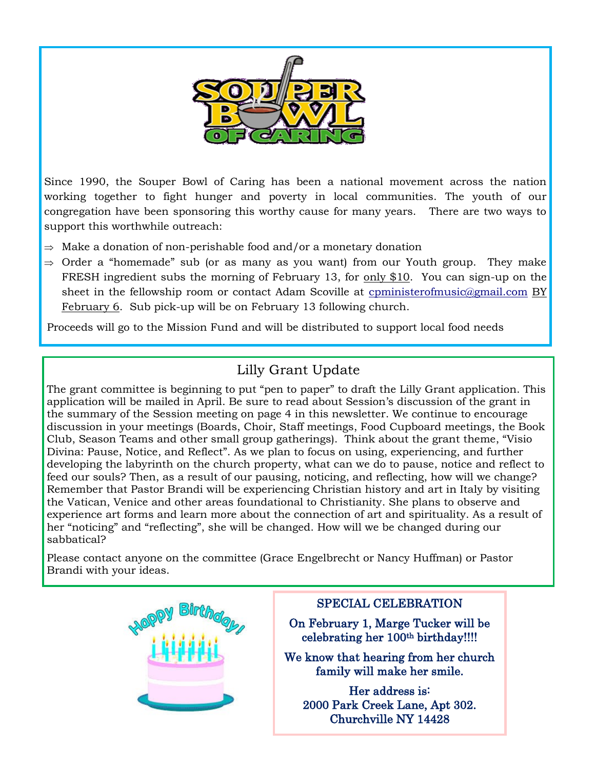# SOUPER BOWL OF CARING

Since 1990, the Souper Bowl of Caring has been a national movement across the nation working together to fight hunger and poverty in local communities. The youth of our congregation have been sponsoring this worthy cause for many years. There are two ways to support this worthwhile outreach:

- Make a donation of non-perishable food and/or a monetary donation
- Order a "homemade" sub (or as many as you want) from our Youth group. They make FRESH ingredient subs the morning of February 13, for only $10. You can sign-up on the sheet in the fellowship room or contact Adam Scoville at cpministerofmusic@gmail.com BY February 6. Sub pick-up will be on February 13 following church.

Proceeds will go to the Mission Fund and will be distributed to support local food needs

## Lilly Grant Update

The grant committee is beginning to put "pen to paper" to draft the Lilly Grant application. This application will be mailed in April. Be sure to read about Session's discussion of the grant in the summary of the Session meeting on page 4 in this newsletter. We continue to encourage discussion in your meetings (Boards, Choir, Staff meetings, Food Cupboard meetings, the Book Club, Season Teams and other small group gatherings). Think about the grant theme, "Visio Divina: Pause, Notice, and Reflect". As we plan to focus on using, experiencing, and further developing the labyrinth on the church property, what can we do to pause, notice and reflect to feed our souls? Then, as a result of our pausing, noticing, and reflecting, how will we change? Remember that Pastor Brandi will be experiencing Christian history and art in Italy by visiting the Vatican, Venice and other areas foundational to Christianity. She plans to observe and experience art forms and learn more about the connection of art and spirituality. As a result of her "noticing" and "reflecting", she will be changed. How will we be changed during our sabbatical?

Please contact anyone on the committee (Grace Engelbrecht or Nancy Huffman) or Pastor Brandi with your ideas.

## SPECIAL CELEBRATION

**On February 1, Marge Tucker will be celebrating her 100th birthday!!!!**

**We know that hearing from her church family will make her smile.**

**Her address is:**
**2000 Park Creek Lane, Apt 302.**
**Churchville NY 14428**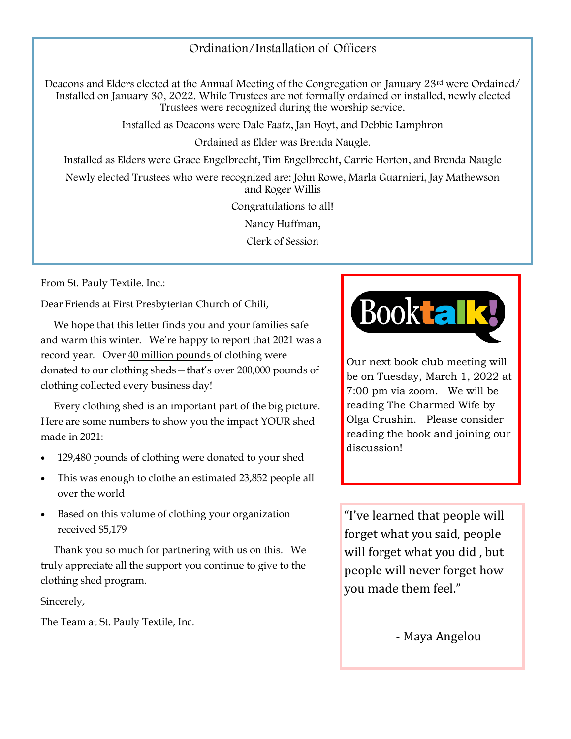## Ordination/Installation of Officers

Deacons and Elders elected at the Annual Meeting of the Congregation on January 23rd were Ordained/ Installed on January 30, 2022. While Trustees are not formally ordained or installed, newly elected Trustees were recognized during the worship service.

Installed as Deacons were Dale Faatz, Jan Hoyt, and Debbie Lamphron

Ordained as Elder was Brenda Naugle.

Installed as Elders were Grace Engelbrecht, Tim Engelbrecht, Carrie Horton, and Brenda Naugle

Newly elected Trustees who were recognized are: John Rowe, Marla Guarnieri, Jay Mathewson and Roger Willis

Congratulations to all!

Nancy Huffman,

Clerk of Session

From St. Pauly Textile. Inc.:

Dear Friends at First Presbyterian Church of Chili,

We hope that this letter finds you and your families safe and warm this winter. We're happy to report that 2021 was a record year. Over 40 million pounds of clothing were donated to our clothing sheds—that's over 200,000 pounds of clothing collected every business day!

Every clothing shed is an important part of the big picture. Here are some numbers to show you the impact YOUR shed made in 2021:

- 129,480 pounds of clothing were donated to your shed
- This was enough to clothe an estimated 23,852 people all over the world
- Based on this volume of clothing your organization received $5,179

Thank you so much for partnering with us on this. We truly appreciate all the support you continue to give to the clothing shed program.

Sincerely,

The Team at St. Pauly Textile, Inc.

## Booktalk!

Our next book club meeting will be on Tuesday, March 1, 2022 at 7:00 pm via zoom. We will be reading The Charmed Wife by Olga Crushin. Please consider reading the book and joining our discussion!

"I've learned that people will forget what you said, people will forget what you did , but people will never forget how you made them feel."

- Maya Angelou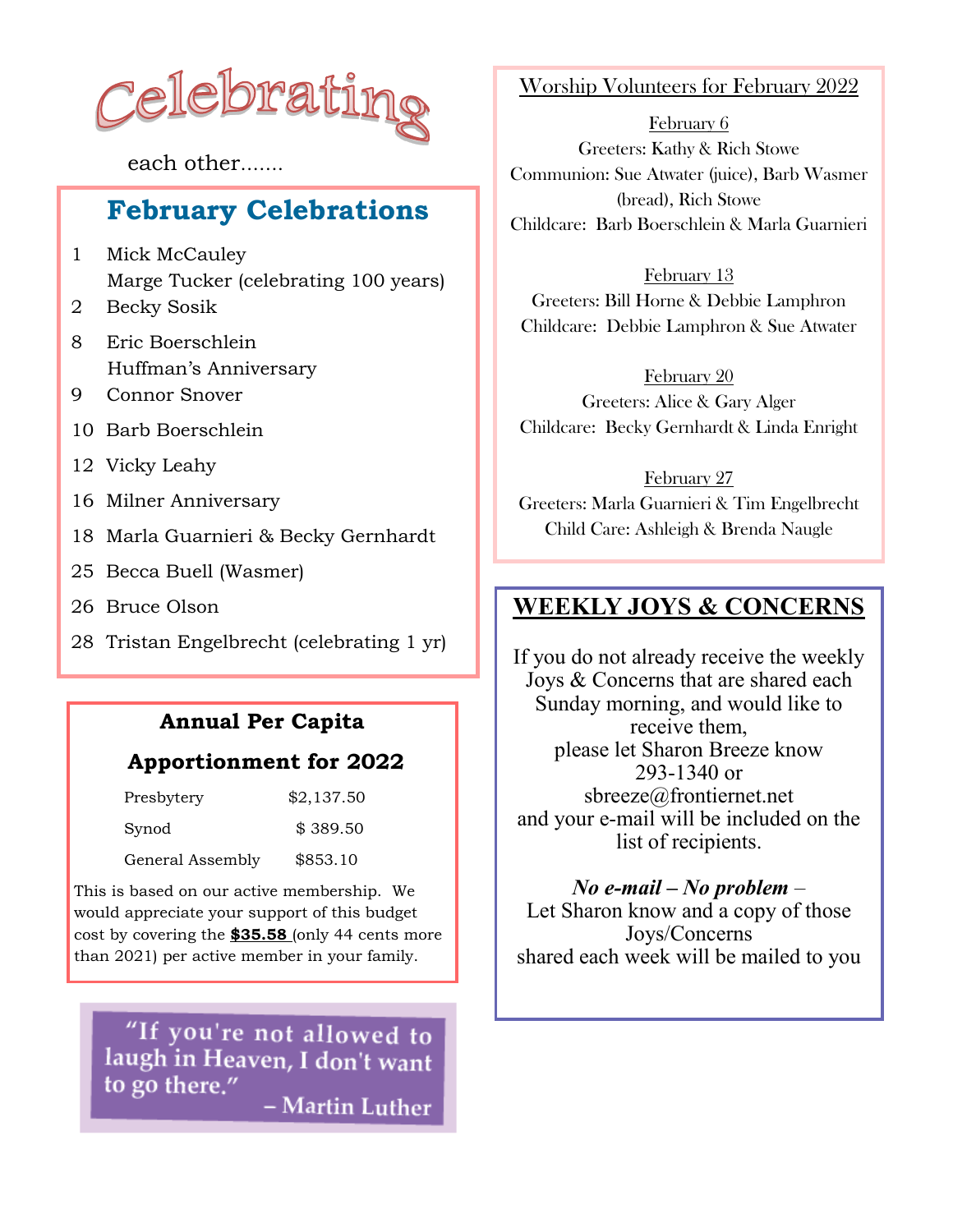# Celebrating

each other.......

## February Celebrations

- 1 Mick McCauley
  Marge Tucker (celebrating 100 years)
- 2 Becky Sosik
- 8 Eric Boerschlein
  Huffman's Anniversary
- 9 Connor Snover
- 10 Barb Boerschlein
- 12 Vicky Leahy
- 16 Milner Anniversary
- 18 Marla Guarnieri & Becky Gernhardt
- 25 Becca Buell (Wasmer)
- 26 Bruce Olson
- 28 Tristan Engelbrecht (celebrating 1 yr)

## Annual Per Capita Apportionment for 2022

| | |
|---|---|
| Presbytery | $2,137.50 |
| Synod | $ 389.50 |
| General Assembly | $853.10 |

This is based on our active membership. We would appreciate your support of this budget cost by covering the **$35.58** (only 44 cents more than 2021) per active member in your family.

"If you're not allowed to laugh in Heaven, I don't want to go there."
– Martin Luther

## Worship Volunteers for February 2022

February 6
Greeters: Kathy & Rich Stowe
Communion: Sue Atwater (juice), Barb Wasmer (bread), Rich Stowe
Childcare: Barb Boerschlein & Marla Guarnieri

February 13
Greeters: Bill Horne & Debbie Lamphron
Childcare: Debbie Lamphron & Sue Atwater

February 20
Greeters: Alice & Gary Alger
Childcare: Becky Gernhardt & Linda Enright

February 27
Greeters: Marla Guarnieri & Tim Engelbrecht
Child Care: Ashleigh & Brenda Naugle

## WEEKLY JOYS & CONCERNS

If you do not already receive the weekly Joys & Concerns that are shared each Sunday morning, and would like to receive them,
please let Sharon Breeze know
293-1340 or
sbreeze@frontiernet.net
and your e-mail will be included on the list of recipients.

***No e-mail – No problem*** –
Let Sharon know and a copy of those Joys/Concerns
shared each week will be mailed to you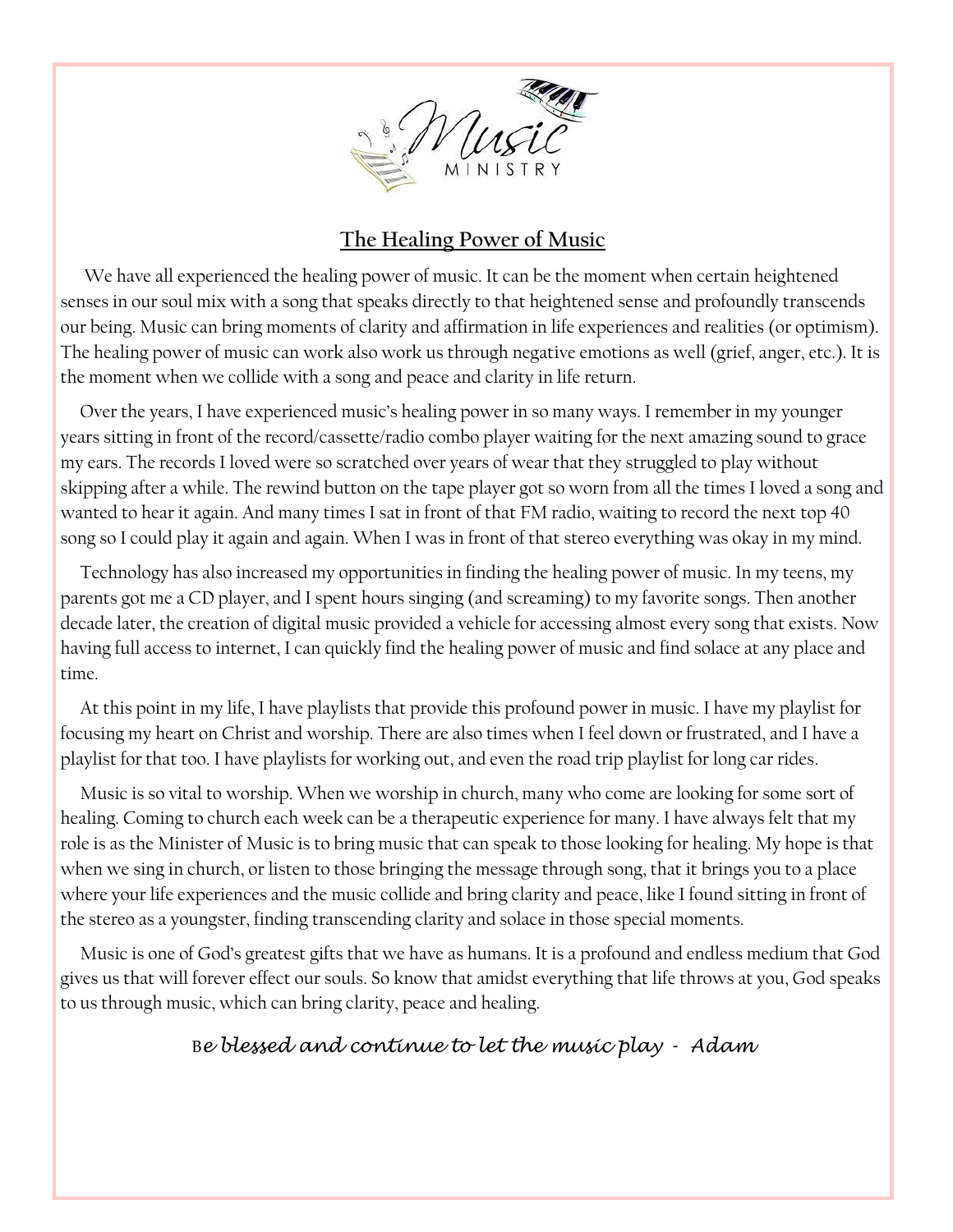Music MINISTRY

## The Healing Power of Music

We have all experienced the healing power of music. It can be the moment when certain heightened senses in our soul mix with a song that speaks directly to that heightened sense and profoundly transcends our being. Music can bring moments of clarity and affirmation in life experiences and realities (or optimism). The healing power of music can work also work us through negative emotions as well (grief, anger, etc.). It is the moment when we collide with a song and peace and clarity in life return.

Over the years, I have experienced music's healing power in so many ways. I remember in my younger years sitting in front of the record/cassette/radio combo player waiting for the next amazing sound to grace my ears. The records I loved were so scratched over years of wear that they struggled to play without skipping after a while. The rewind button on the tape player got so worn from all the times I loved a song and wanted to hear it again. And many times I sat in front of that FM radio, waiting to record the next top 40 song so I could play it again and again. When I was in front of that stereo everything was okay in my mind.

Technology has also increased my opportunities in finding the healing power of music. In my teens, my parents got me a CD player, and I spent hours singing (and screaming) to my favorite songs. Then another decade later, the creation of digital music provided a vehicle for accessing almost every song that exists. Now having full access to internet, I can quickly find the healing power of music and find solace at any place and time.

At this point in my life, I have playlists that provide this profound power in music. I have my playlist for focusing my heart on Christ and worship. There are also times when I feel down or frustrated, and I have a playlist for that too. I have playlists for working out, and even the road trip playlist for long car rides.

Music is so vital to worship. When we worship in church, many who come are looking for some sort of healing. Coming to church each week can be a therapeutic experience for many. I have always felt that my role is as the Minister of Music is to bring music that can speak to those looking for healing. My hope is that when we sing in church, or listen to those bringing the message through song, that it brings you to a place where your life experiences and the music collide and bring clarity and peace, like I found sitting in front of the stereo as a youngster, finding transcending clarity and solace in those special moments.

Music is one of God's greatest gifts that we have as humans. It is a profound and endless medium that God gives us that will forever effect our souls. So know that amidst everything that life throws at you, God speaks to us through music, which can bring clarity, peace and healing.

*Be blessed and continue to let the music play - Adam*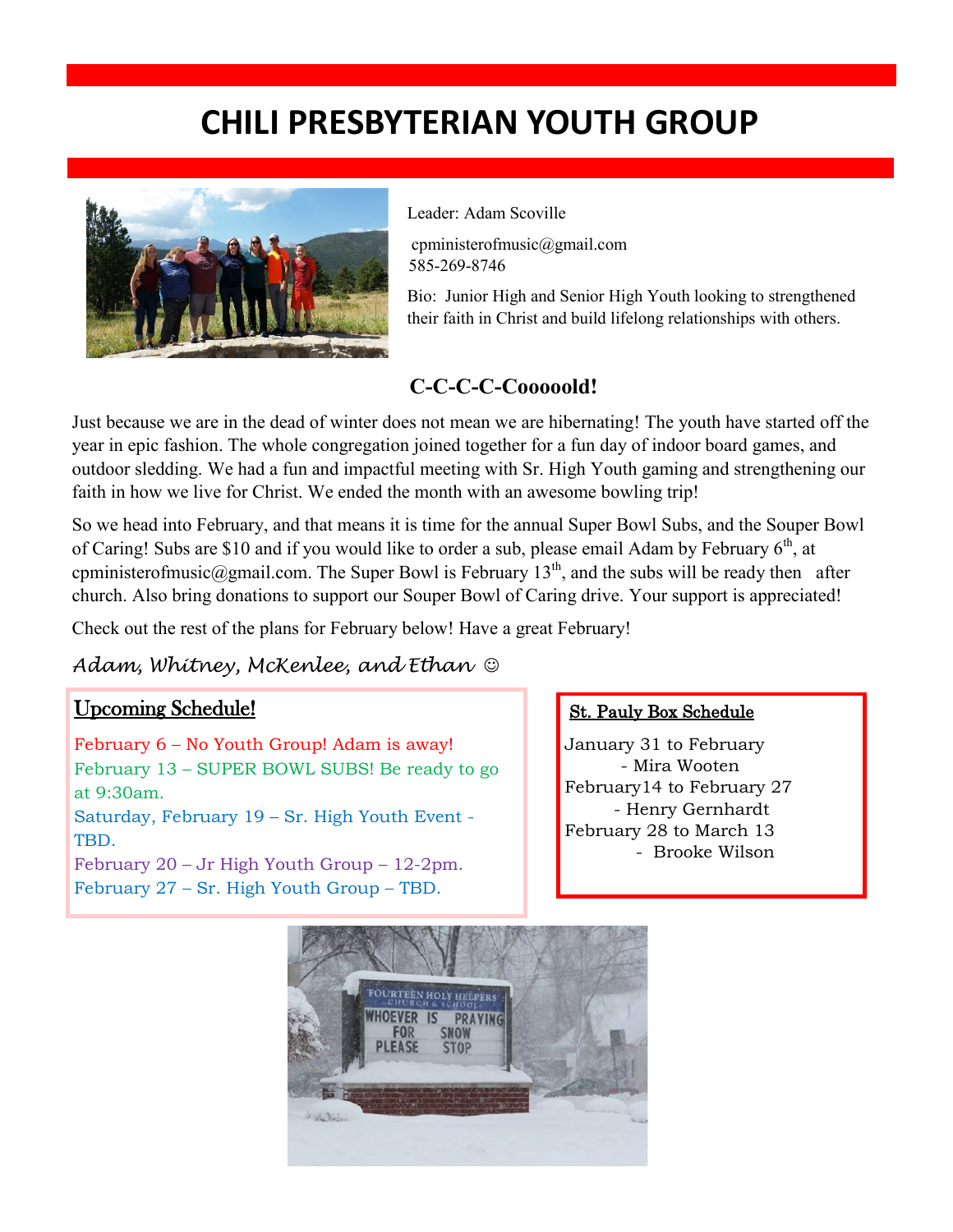# CHILI PRESBYTERIAN YOUTH GROUP

Leader: Adam Scoville

cpministerofmusic@gmail.com
585-269-8746

Bio: Junior High and Senior High Youth looking to strengthened their faith in Christ and build lifelong relationships with others.

## C-C-C-C-Coooold!

Just because we are in the dead of winter does not mean we are hibernating! The youth have started off the year in epic fashion. The whole congregation joined together for a fun day of indoor board games, and outdoor sledding. We had a fun and impactful meeting with Sr. High Youth gaming and strengthening our faith in how we live for Christ. We ended the month with an awesome bowling trip!

So we head into February, and that means it is time for the annual Super Bowl Subs, and the Souper Bowl of Caring! Subs are $10 and if you would like to order a sub, please email Adam by February 6th, at cpministerofmusic@gmail.com. The Super Bowl is February 13th, and the subs will be ready then after church. Also bring donations to support our Souper Bowl of Caring drive. Your support is appreciated!

Check out the rest of the plans for February below! Have a great February!

*Adam, Whitney, McKenlee, and Ethan ☺*

### Upcoming Schedule!

February 6 – No Youth Group! Adam is away!
February 13 – SUPER BOWL SUBS! Be ready to go at 9:30am.
Saturday, February 19 – Sr. High Youth Event - TBD.
February 20 – Jr High Youth Group – 12-2pm.
February 27 – Sr. High Youth Group – TBD.

### St. Pauly Box Schedule

January 31 to February
- Mira Wooten

February14 to February 27
- Henry Gernhardt

February 28 to March 13
- Brooke Wilson